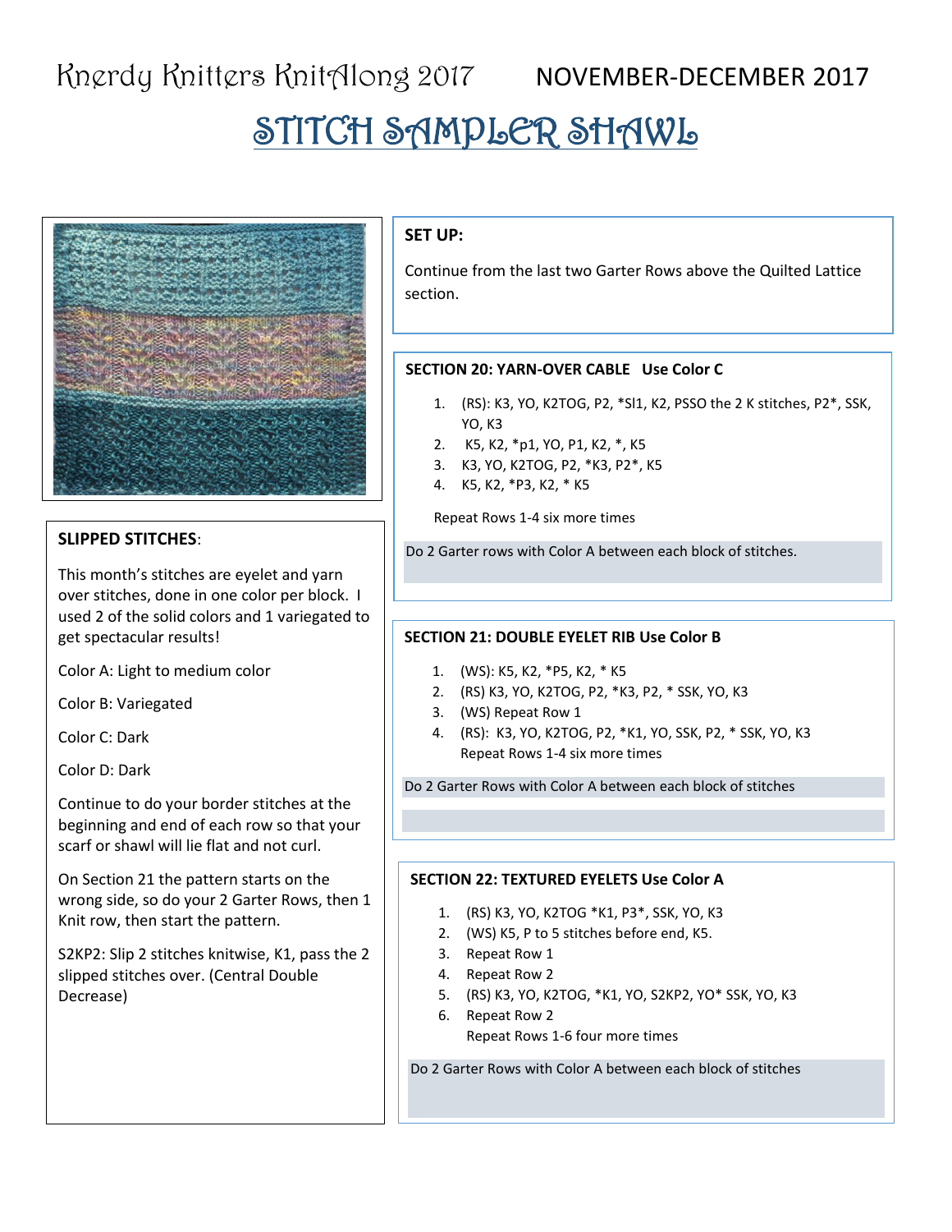# Knerdy Knitters KnitAlong 2017 NOVEMBER-DECEMBER 2017

## STITCH SAMPLER SHAWL

**SLIPPED STITCHES**:

This month's stitches are eyelet and yarn over stitches, done in one color per block. I used 2 of the solid colors and 1 variegated to get spectacular results!

Color A: Light to medium color

Color B: Variegated

Color C: Dark

Color D: Dark

Continue to do your border stitches at the beginning and end of each row so that your scarf or shawl will lie flat and not curl.

On Section 21 the pattern starts on the wrong side, so do your 2 Garter Rows, then 1 Knit row, then start the pattern.

S2KP2: Slip 2 stitches knitwise, K1, pass the 2 slipped stitches over. (Central Double Decrease)

**SET UP:**

Continue from the last two Garter Rows above the Quilted Lattice section.

**SECTION 20: YARN-OVER CABLE Use Color C**

1. (RS): K3, YO, K2TOG, P2, *Sl1, K2, PSSO the 2 K stitches, P2*, SSK, YO, K3
2. K5, K2, *p1, YO, P1, K2, *, K5
3. K3, YO, K2TOG, P2, *K3, P2*, K5
4. K5, K2, *P3, K2, * K5

Repeat Rows 1-4 six more times

Do 2 Garter rows with Color A between each block of stitches.

**SECTION 21: DOUBLE EYELET RIB Use Color B**

1. (WS): K5, K2, *P5, K2, * K5
2. (RS) K3, YO, K2TOG, P2, *K3, P2, * SSK, YO, K3
3. (WS) Repeat Row 1
4. (RS): K3, YO, K2TOG, P2, *K1, YO, SSK, P2, * SSK, YO, K3

   Repeat Rows 1-4 six more times

Do 2 Garter Rows with Color A between each block of stitches

**SECTION 22: TEXTURED EYELETS Use Color A**

1. (RS) K3, YO, K2TOG *K1, P3*, SSK, YO, K3
2. (WS) K5, P to 5 stitches before end, K5.
3. Repeat Row 1
4. Repeat Row 2
5. (RS) K3, YO, K2TOG, *K1, YO, S2KP2, YO* SSK, YO, K3
6. Repeat Row 2

   Repeat Rows 1-6 four more times

Do 2 Garter Rows with Color A between each block of stitches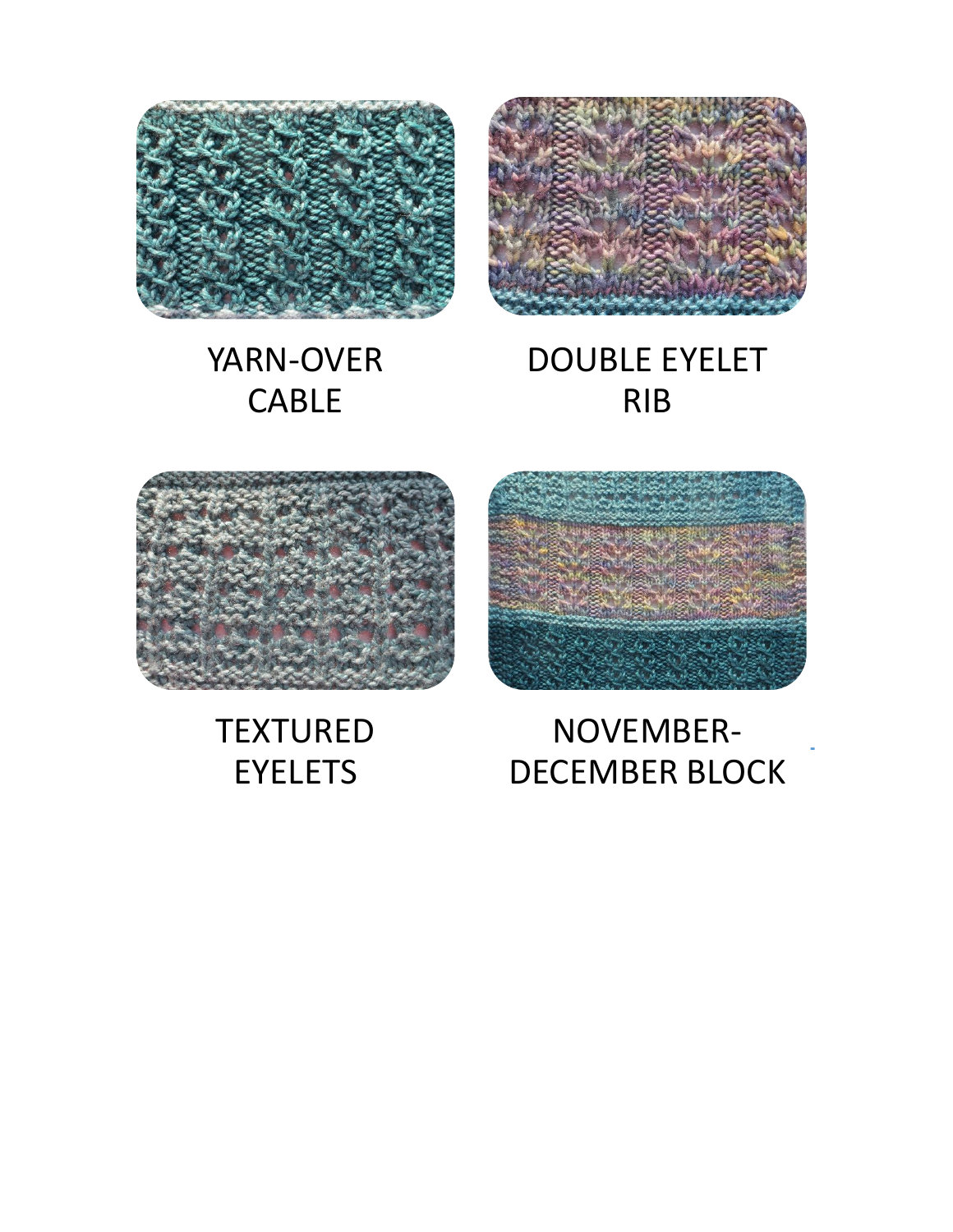YARN-OVER CABLE

DOUBLE EYELET RIB

TEXTURED EYELETS

NOVEMBER-DECEMBER BLOCK